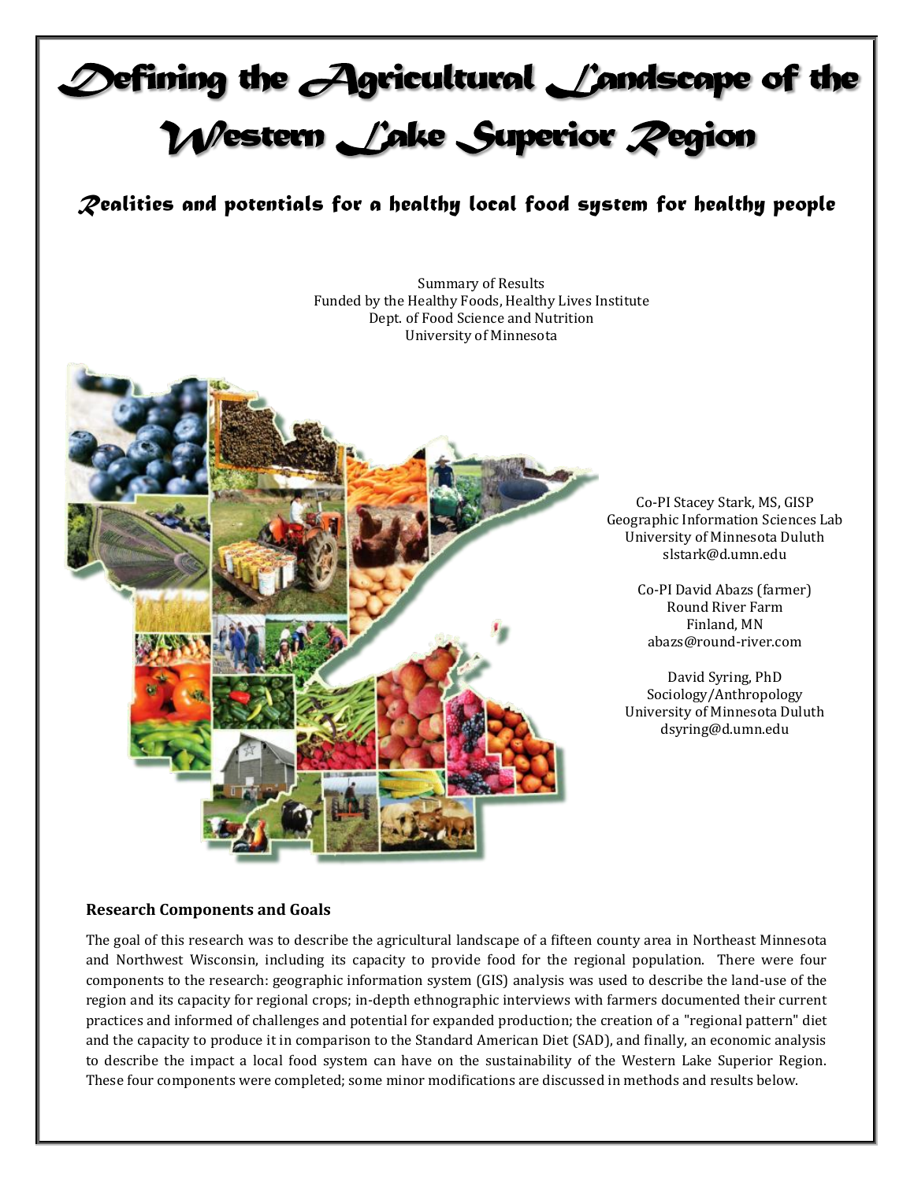# Defining the Agricultural Landscape of the Western Lake Superior Region

## *Realities and potentials for a healthy local food system for healthy people*

Summary of Results
Funded by the Healthy Foods, Healthy Lives Institute
Dept. of Food Science and Nutrition
University of Minnesota

Co-PI Stacey Stark, MS, GISP
Geographic Information Sciences Lab
University of Minnesota Duluth
slstark@d.umn.edu

Co-PI David Abazs (farmer)
Round River Farm
Finland, MN
abazs@round-river.com

David Syring, PhD
Sociology/Anthropology
University of Minnesota Duluth
dsyring@d.umn.edu

### Research Components and Goals

The goal of this research was to describe the agricultural landscape of a fifteen county area in Northeast Minnesota and Northwest Wisconsin, including its capacity to provide food for the regional population. There were four components to the research: geographic information system (GIS) analysis was used to describe the land-use of the region and its capacity for regional crops; in-depth ethnographic interviews with farmers documented their current practices and informed of challenges and potential for expanded production; the creation of a "regional pattern" diet and the capacity to produce it in comparison to the Standard American Diet (SAD), and finally, an economic analysis to describe the impact a local food system can have on the sustainability of the Western Lake Superior Region. These four components were completed; some minor modifications are discussed in methods and results below.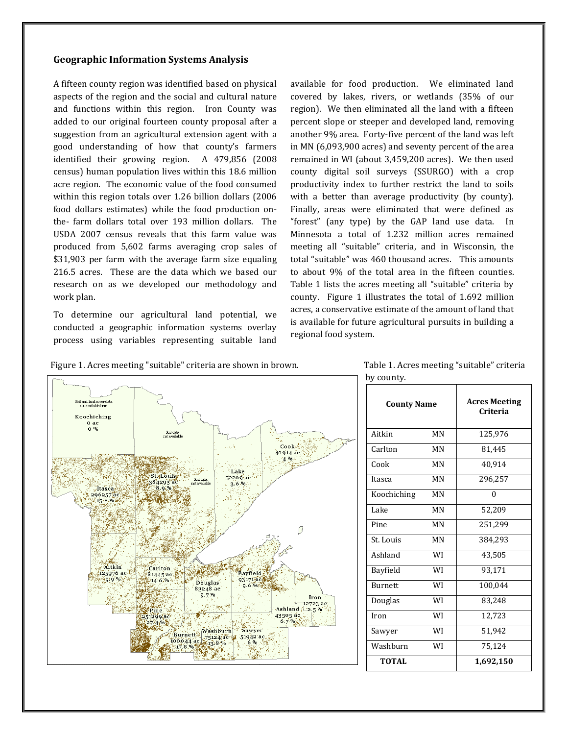## Geographic Information Systems Analysis

A fifteen county region was identified based on physical aspects of the region and the social and cultural nature and functions within this region. Iron County was added to our original fourteen county proposal after a suggestion from an agricultural extension agent with a good understanding of how that county's farmers identified their growing region. A 479,856 (2008 census) human population lives within this 18.6 million acre region. The economic value of the food consumed within this region totals over 1.26 billion dollars (2006 food dollars estimates) while the food production on-the- farm dollars total over 193 million dollars. The USDA 2007 census reveals that this farm value was produced from 5,602 farms averaging crop sales of $31,903 per farm with the average farm size equaling 216.5 acres. These are the data which we based our research on as we developed our methodology and work plan.

To determine our agricultural land potential, we conducted a geographic information systems overlay process using variables representing suitable land available for food production. We eliminated land covered by lakes, rivers, or wetlands (35% of our region). We then eliminated all the land with a fifteen percent slope or steeper and developed land, removing another 9% area. Forty-five percent of the land was left in MN (6,093,900 acres) and seventy percent of the area remained in WI (about 3,459,200 acres). We then used county digital soil surveys (SSURGO) with a crop productivity index to further restrict the land to soils with a better than average productivity (by county). Finally, areas were eliminated that were defined as "forest" (any type) by the GAP land use data. In Minnesota a total of 1.232 million acres remained meeting all "suitable" criteria, and in Wisconsin, the total "suitable" was 460 thousand acres. This amounts to about 9% of the total area in the fifteen counties. Table 1 lists the acres meeting all "suitable" criteria by county. Figure 1 illustrates the total of 1.692 million acres, a conservative estimate of the amount of land that is available for future agricultural pursuits in building a regional food system.

Figure 1. Acres meeting "suitable" criteria are shown in brown.

Table 1. Acres meeting "suitable" criteria by county.

| County Name | | Acres Meeting Criteria |
|---|---|---|
| Aitkin | MN | 125,976 |
| Carlton | MN | 81,445 |
| Cook | MN | 40,914 |
| Itasca | MN | 296,257 |
| Koochiching | MN | 0 |
| Lake | MN | 52,209 |
| Pine | MN | 251,299 |
| St. Louis | MN | 384,293 |
| Ashland | WI | 43,505 |
| Bayfield | WI | 93,171 |
| Burnett | WI | 100,044 |
| Douglas | WI | 83,248 |
| Iron | WI | 12,723 |
| Sawyer | WI | 51,942 |
| Washburn | WI | 75,124 |
| **TOTAL** | | **1,692,150** |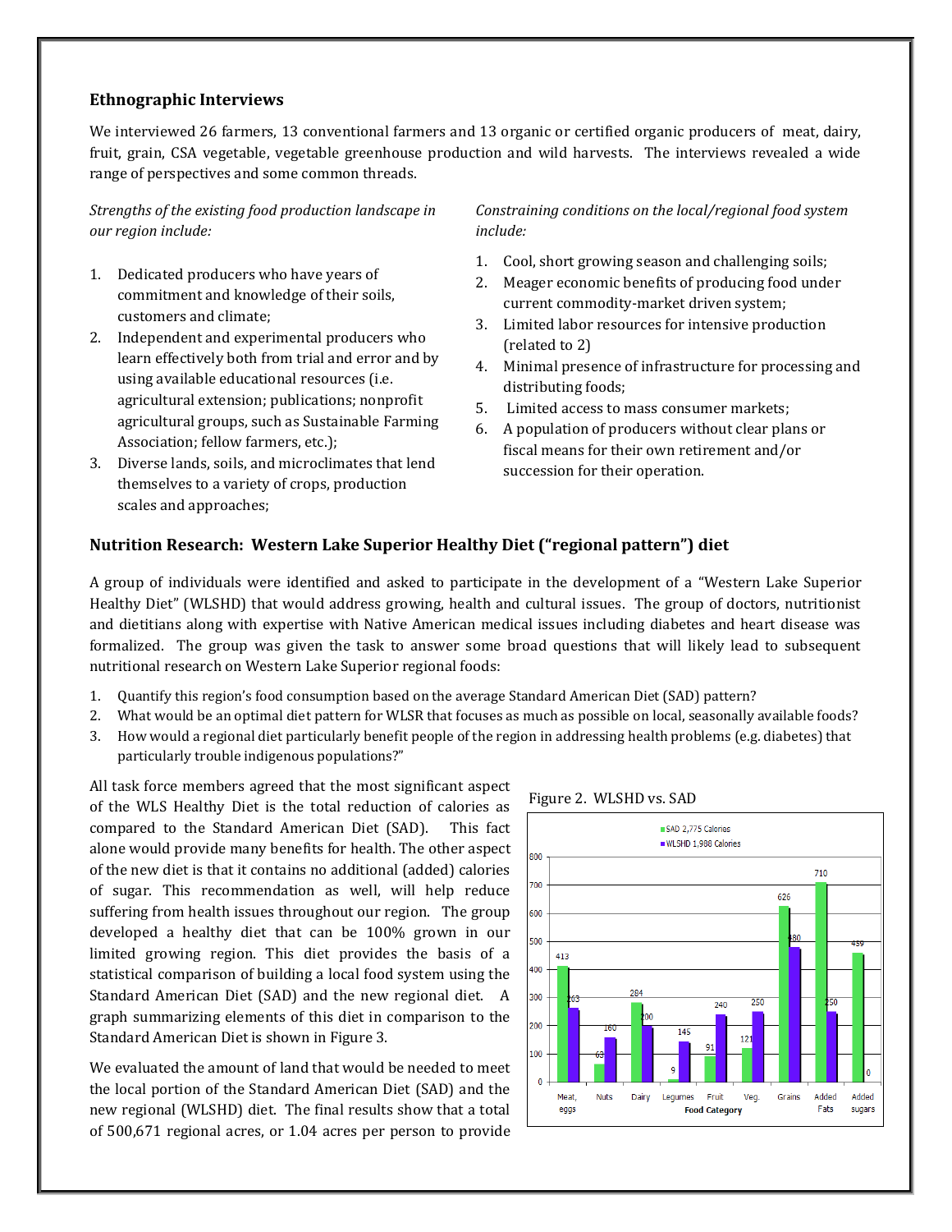## Ethnographic Interviews

We interviewed 26 farmers, 13 conventional farmers and 13 organic or certified organic producers of meat, dairy, fruit, grain, CSA vegetable, vegetable greenhouse production and wild harvests. The interviews revealed a wide range of perspectives and some common threads.

*Strengths of the existing food production landscape in our region include:*

1. Dedicated producers who have years of commitment and knowledge of their soils, customers and climate;
2. Independent and experimental producers who learn effectively both from trial and error and by using available educational resources (i.e. agricultural extension; publications; nonprofit agricultural groups, such as Sustainable Farming Association; fellow farmers, etc.);
3. Diverse lands, soils, and microclimates that lend themselves to a variety of crops, production scales and approaches;

*Constraining conditions on the local/regional food system include:*

1. Cool, short growing season and challenging soils;
2. Meager economic benefits of producing food under current commodity-market driven system;
3. Limited labor resources for intensive production (related to 2)
4. Minimal presence of infrastructure for processing and distributing foods;
5. Limited access to mass consumer markets;
6. A population of producers without clear plans or fiscal means for their own retirement and/or succession for their operation.

## Nutrition Research: Western Lake Superior Healthy Diet ("regional pattern") diet

A group of individuals were identified and asked to participate in the development of a "Western Lake Superior Healthy Diet" (WLSHD) that would address growing, health and cultural issues. The group of doctors, nutritionist and dietitians along with expertise with Native American medical issues including diabetes and heart disease was formalized. The group was given the task to answer some broad questions that will likely lead to subsequent nutritional research on Western Lake Superior regional foods:

1. Quantify this region's food consumption based on the average Standard American Diet (SAD) pattern?
2. What would be an optimal diet pattern for WLSR that focuses as much as possible on local, seasonally available foods?
3. How would a regional diet particularly benefit people of the region in addressing health problems (e.g. diabetes) that particularly trouble indigenous populations?"

All task force members agreed that the most significant aspect of the WLS Healthy Diet is the total reduction of calories as compared to the Standard American Diet (SAD). This fact alone would provide many benefits for health. The other aspect of the new diet is that it contains no additional (added) calories of sugar. This recommendation as well, will help reduce suffering from health issues throughout our region. The group developed a healthy diet that can be 100% grown in our limited growing region. This diet provides the basis of a statistical comparison of building a local food system using the Standard American Diet (SAD) and the new regional diet. A graph summarizing elements of this diet in comparison to the Standard American Diet is shown in Figure 3.

Figure 2. WLSHD vs. SAD

| Food Category | SAD 2,775 Calories | WLSHD 1,988 Calories |
|---|---|---|
| Meat, eggs | 413 | 263 |
| Nuts | 63 | 160 |
| Dairy | 284 | 200 |
| Legumes | 9 | 145 |
| Fruit | 91 | 240 |
| Veg. | 121 | 250 |
| Grains | 626 | 480 |
| Added Fats | 710 | 250 |
| Added sugars | 459 | 0 |

We evaluated the amount of land that would be needed to meet the local portion of the Standard American Diet (SAD) and the new regional (WLSHD) diet. The final results show that a total of 500,671 regional acres, or 1.04 acres per person to provide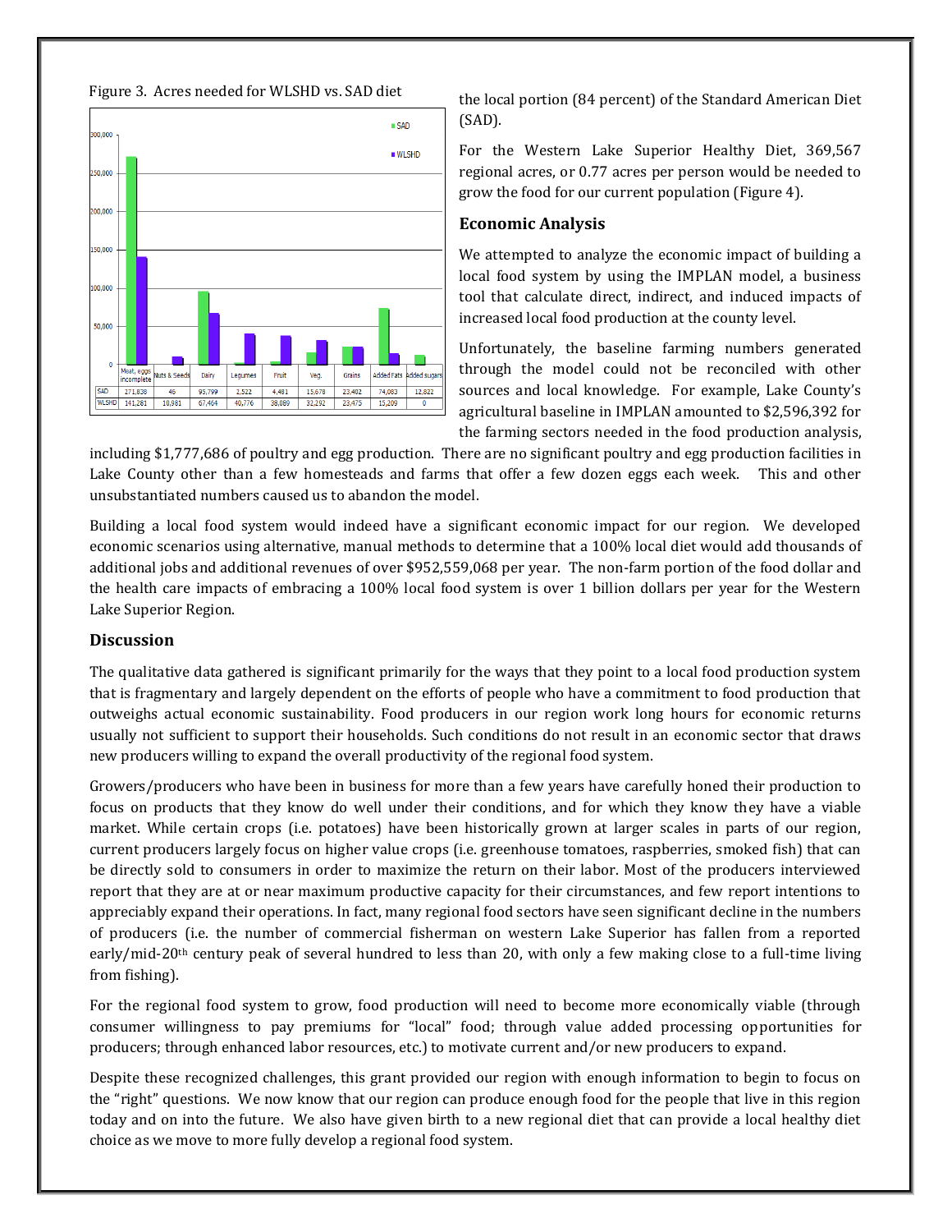Figure 3. Acres needed for WLSHD vs. SAD diet

SAD

WLSHD

300,000

250,000

200,000

150,000

100,000

50,000

0

Meat, eggs incomplete | Nuts & Seeds | Dairy | Legumes | Fruit | Veg. | Grains | Added Fats | Added sugars

SAD 271,038 46 95,799 2,522 4,481 15,678 23,402 74,083 12,822

WLSHD 141,281 10,981 67,464 40,776 38,089 32,292 23,475 15,209 0

the local portion (84 percent) of the Standard American Diet (SAD).

For the Western Lake Superior Healthy Diet, 369,567 regional acres, or 0.77 acres per person would be needed to grow the food for our current population (Figure 4).

## Economic Analysis

We attempted to analyze the economic impact of building a local food system by using the IMPLAN model, a business tool that calculate direct, indirect, and induced impacts of increased local food production at the county level.

Unfortunately, the baseline farming numbers generated through the model could not be reconciled with other sources and local knowledge. For example, Lake County's agricultural baseline in IMPLAN amounted to $2,596,392 for the farming sectors needed in the food production analysis, including $1,777,686 of poultry and egg production. There are no significant poultry and egg production facilities in Lake County other than a few homesteads and farms that offer a few dozen eggs each week. This and other unsubstantiated numbers caused us to abandon the model.

Building a local food system would indeed have a significant economic impact for our region. We developed economic scenarios using alternative, manual methods to determine that a 100% local diet would add thousands of additional jobs and additional revenues of over $952,559,068 per year. The non-farm portion of the food dollar and the health care impacts of embracing a 100% local food system is over 1 billion dollars per year for the Western Lake Superior Region.

## Discussion

The qualitative data gathered is significant primarily for the ways that they point to a local food production system that is fragmentary and largely dependent on the efforts of people who have a commitment to food production that outweighs actual economic sustainability. Food producers in our region work long hours for economic returns usually not sufficient to support their households. Such conditions do not result in an economic sector that draws new producers willing to expand the overall productivity of the regional food system.

Growers/producers who have been in business for more than a few years have carefully honed their production to focus on products that they know do well under their conditions, and for which they know they have a viable market. While certain crops (i.e. potatoes) have been historically grown at larger scales in parts of our region, current producers largely focus on higher value crops (i.e. greenhouse tomatoes, raspberries, smoked fish) that can be directly sold to consumers in order to maximize the return on their labor. Most of the producers interviewed report that they are at or near maximum productive capacity for their circumstances, and few report intentions to appreciably expand their operations. In fact, many regional food sectors have seen significant decline in the numbers of producers (i.e. the number of commercial fisherman on western Lake Superior has fallen from a reported early/mid-20th century peak of several hundred to less than 20, with only a few making close to a full-time living from fishing).

For the regional food system to grow, food production will need to become more economically viable (through consumer willingness to pay premiums for "local" food; through value added processing opportunities for producers; through enhanced labor resources, etc.) to motivate current and/or new producers to expand.

Despite these recognized challenges, this grant provided our region with enough information to begin to focus on the "right" questions. We now know that our region can produce enough food for the people that live in this region today and on into the future. We also have given birth to a new regional diet that can provide a local healthy diet choice as we move to more fully develop a regional food system.